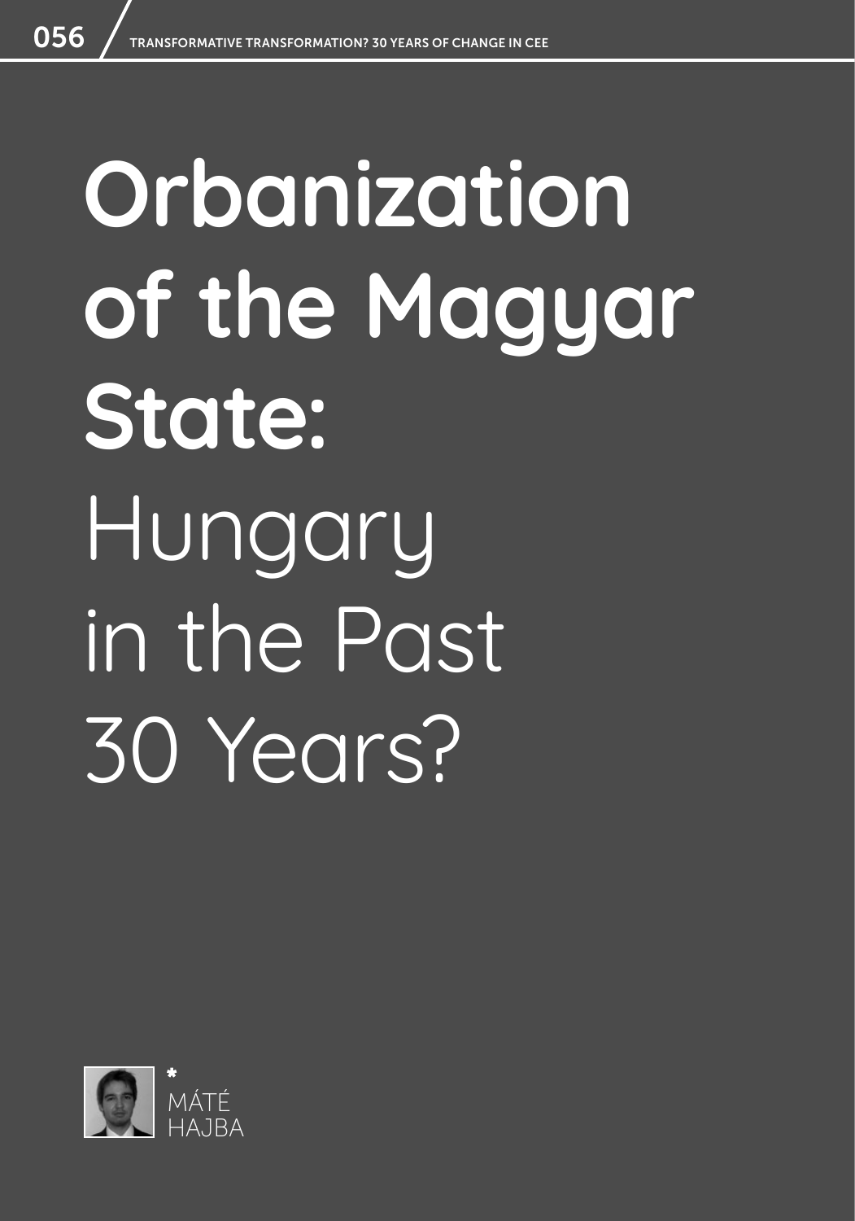# Orbanization of the Magyar State: Hungary in the Past 30 Years?

*
MÁTÉ HAJBA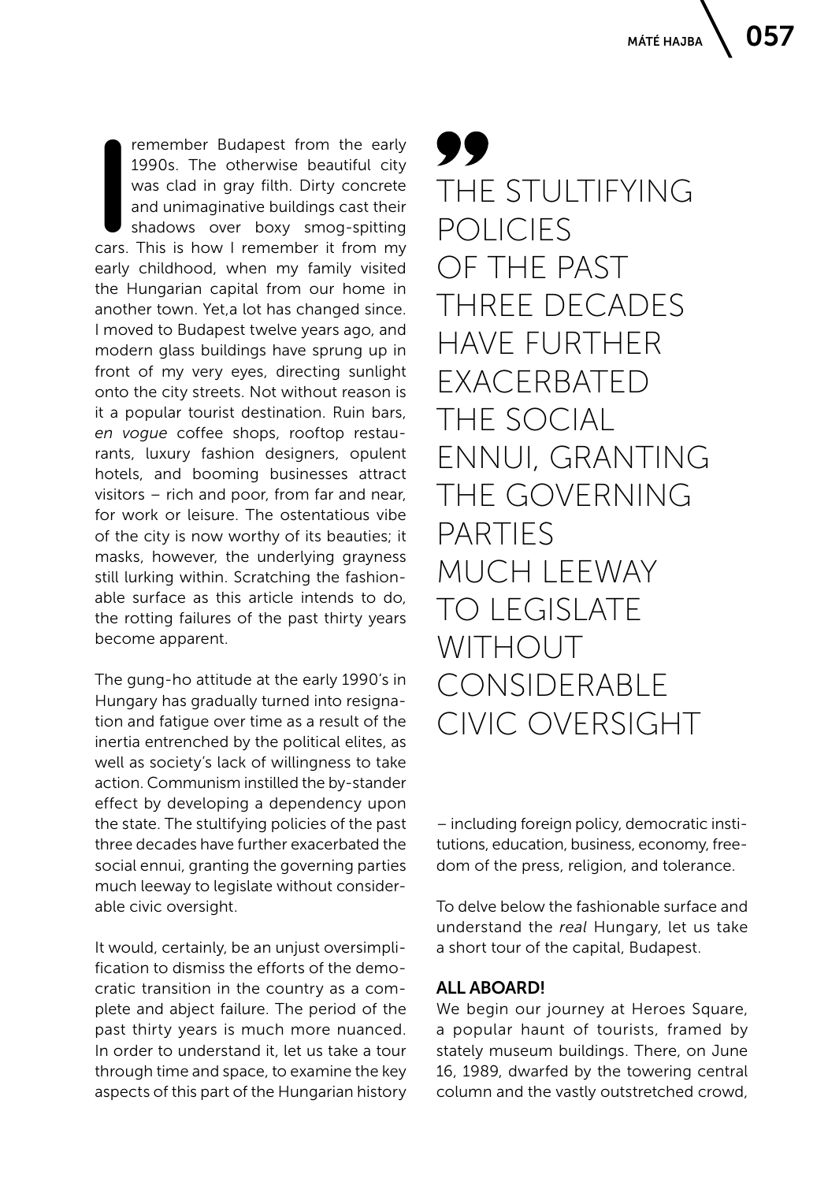I remember Budapest from the early 1990s. The otherwise beautiful city was clad in gray filth. Dirty concrete and unimaginative buildings cast their shadows over boxy smog-spitting cars. This is how I remember it from my early childhood, when my family visited the Hungarian capital from our home in another town. Yet,a lot has changed since. I moved to Budapest twelve years ago, and modern glass buildings have sprung up in front of my very eyes, directing sunlight onto the city streets. Not without reason is it a popular tourist destination. Ruin bars, *en vogue* coffee shops, rooftop restaurants, luxury fashion designers, opulent hotels, and booming businesses attract visitors – rich and poor, from far and near, for work or leisure. The ostentatious vibe of the city is now worthy of its beauties; it masks, however, the underlying grayness still lurking within. Scratching the fashionable surface as this article intends to do, the rotting failures of the past thirty years become apparent.

The gung-ho attitude at the early 1990's in Hungary has gradually turned into resignation and fatigue over time as a result of the inertia entrenched by the political elites, as well as society's lack of willingness to take action. Communism instilled the by-stander effect by developing a dependency upon the state. The stultifying policies of the past three decades have further exacerbated the social ennui, granting the governing parties much leeway to legislate without considerable civic oversight.

> THE STULTIFYING POLICIES OF THE PAST THREE DECADES HAVE FURTHER EXACERBATED THE SOCIAL ENNUI, GRANTING THE GOVERNING PARTIES MUCH LEEWAY TO LEGISLATE WITHOUT CONSIDERABLE CIVIC OVERSIGHT

It would, certainly, be an unjust oversimplification to dismiss the efforts of the democratic transition in the country as a complete and abject failure. The period of the past thirty years is much more nuanced. In order to understand it, let us take a tour through time and space, to examine the key aspects of this part of the Hungarian history – including foreign policy, democratic institutions, education, business, economy, freedom of the press, religion, and tolerance.

To delve below the fashionable surface and understand the *real* Hungary, let us take a short tour of the capital, Budapest.

**ALL ABOARD!**

We begin our journey at Heroes Square, a popular haunt of tourists, framed by stately museum buildings. There, on June 16, 1989, dwarfed by the towering central column and the vastly outstretched crowd,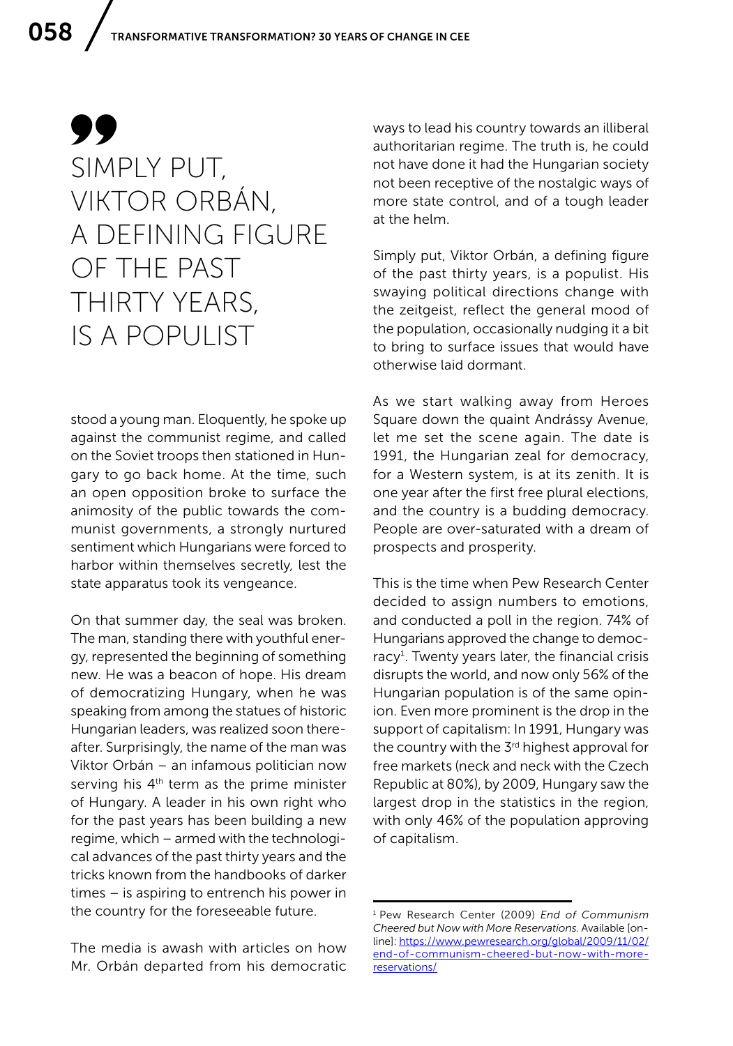> SIMPLY PUT, VIKTOR ORBÁN, A DEFINING FIGURE OF THE PAST THIRTY YEARS, IS A POPULIST

stood a young man. Eloquently, he spoke up against the communist regime, and called on the Soviet troops then stationed in Hungary to go back home. At the time, such an open opposition broke to surface the animosity of the public towards the communist governments, a strongly nurtured sentiment which Hungarians were forced to harbor within themselves secretly, lest the state apparatus took its vengeance.

On that summer day, the seal was broken. The man, standing there with youthful energy, represented the beginning of something new. He was a beacon of hope. His dream of democratizing Hungary, when he was speaking from among the statues of historic Hungarian leaders, was realized soon thereafter. Surprisingly, the name of the man was Viktor Orbán – an infamous politician now serving his 4th term as the prime minister of Hungary. A leader in his own right who for the past years has been building a new regime, which – armed with the technological advances of the past thirty years and the tricks known from the handbooks of darker times – is aspiring to entrench his power in the country for the foreseeable future.

The media is awash with articles on how Mr. Orbán departed from his democratic ways to lead his country towards an illiberal authoritarian regime. The truth is, he could not have done it had the Hungarian society not been receptive of the nostalgic ways of more state control, and of a tough leader at the helm.

Simply put, Viktor Orbán, a defining figure of the past thirty years, is a populist. His swaying political directions change with the zeitgeist, reflect the general mood of the population, occasionally nudging it a bit to bring to surface issues that would have otherwise laid dormant.

As we start walking away from Heroes Square down the quaint Andrássy Avenue, let me set the scene again. The date is 1991, the Hungarian zeal for democracy, for a Western system, is at its zenith. It is one year after the first free plural elections, and the country is a budding democracy. People are over-saturated with a dream of prospects and prosperity.

This is the time when Pew Research Center decided to assign numbers to emotions, and conducted a poll in the region. 74% of Hungarians approved the change to democracy[1]. Twenty years later, the financial crisis disrupts the world, and now only 56% of the Hungarian population is of the same opinion. Even more prominent is the drop in the support of capitalism: In 1991, Hungary was the country with the 3rd highest approval for free markets (neck and neck with the Czech Republic at 80%), by 2009, Hungary saw the largest drop in the statistics in the region, with only 46% of the population approving of capitalism.

---

[1] Pew Research Center (2009) *End of Communism Cheered but Now with More Reservations.* Available [online]: https://www.pewresearch.org/global/2009/11/02/end-of-communism-cheered-but-now-with-more-reservations/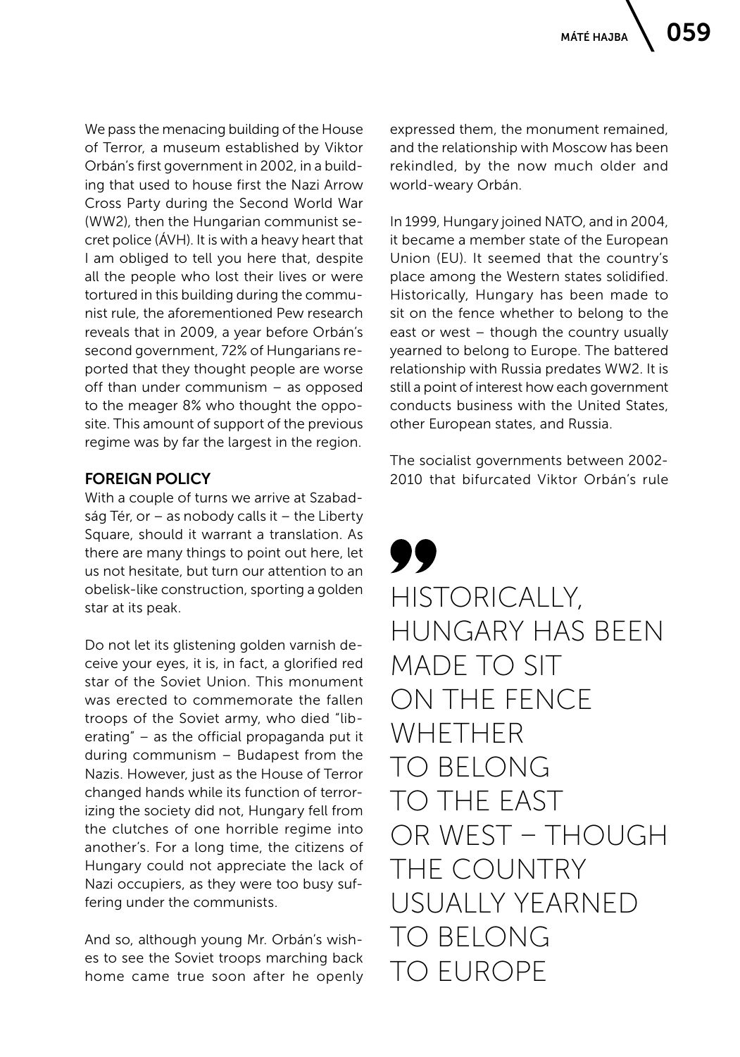We pass the menacing building of the House of Terror, a museum established by Viktor Orbán's first government in 2002, in a building that used to house first the Nazi Arrow Cross Party during the Second World War (WW2), then the Hungarian communist secret police (ÁVH). It is with a heavy heart that I am obliged to tell you here that, despite all the people who lost their lives or were tortured in this building during the communist rule, the aforementioned Pew research reveals that in 2009, a year before Orbán's second government, 72% of Hungarians reported that they thought people are worse off than under communism – as opposed to the meager 8% who thought the opposite. This amount of support of the previous regime was by far the largest in the region.

## FOREIGN POLICY

With a couple of turns we arrive at Szabadság Tér, or – as nobody calls it – the Liberty Square, should it warrant a translation. As there are many things to point out here, let us not hesitate, but turn our attention to an obelisk-like construction, sporting a golden star at its peak.

Do not let its glistening golden varnish deceive your eyes, it is, in fact, a glorified red star of the Soviet Union. This monument was erected to commemorate the fallen troops of the Soviet army, who died "liberating" – as the official propaganda put it during communism – Budapest from the Nazis. However, just as the House of Terror changed hands while its function of terrorizing the society did not, Hungary fell from the clutches of one horrible regime into another's. For a long time, the citizens of Hungary could not appreciate the lack of Nazi occupiers, as they were too busy suffering under the communists.

And so, although young Mr. Orbán's wishes to see the Soviet troops marching back home came true soon after he openly expressed them, the monument remained, and the relationship with Moscow has been rekindled, by the now much older and world-weary Orbán.

In 1999, Hungary joined NATO, and in 2004, it became a member state of the European Union (EU). It seemed that the country's place among the Western states solidified. Historically, Hungary has been made to sit on the fence whether to belong to the east or west – though the country usually yearned to belong to Europe. The battered relationship with Russia predates WW2. It is still a point of interest how each government conducts business with the United States, other European states, and Russia.

The socialist governments between 2002-2010 that bifurcated Viktor Orbán's rule

> HISTORICALLY, HUNGARY HAS BEEN MADE TO SIT ON THE FENCE WHETHER TO BELONG TO THE EAST OR WEST – THOUGH THE COUNTRY USUALLY YEARNED TO BELONG TO EUROPE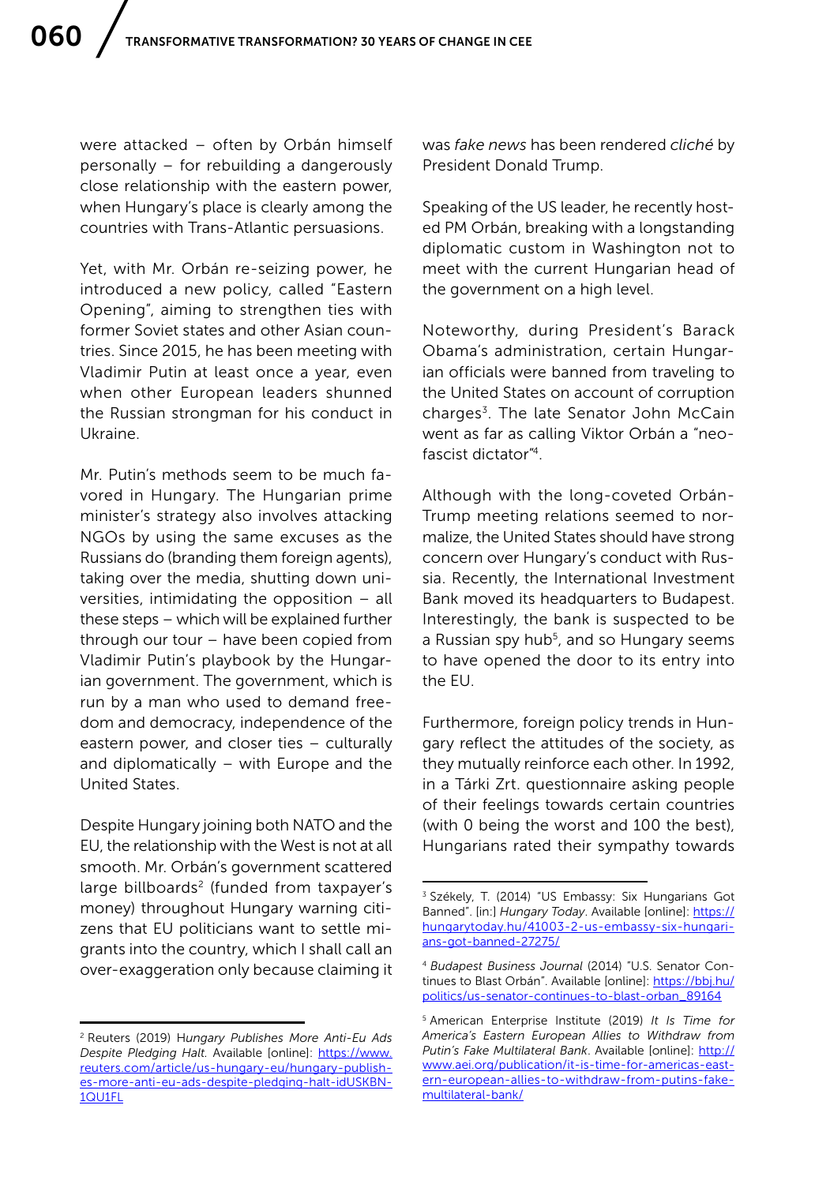were attacked – often by Orbán himself personally – for rebuilding a dangerously close relationship with the eastern power, when Hungary's place is clearly among the countries with Trans-Atlantic persuasions.

Yet, with Mr. Orbán re-seizing power, he introduced a new policy, called "Eastern Opening", aiming to strengthen ties with former Soviet states and other Asian countries. Since 2015, he has been meeting with Vladimir Putin at least once a year, even when other European leaders shunned the Russian strongman for his conduct in Ukraine.

Mr. Putin's methods seem to be much favored in Hungary. The Hungarian prime minister's strategy also involves attacking NGOs by using the same excuses as the Russians do (branding them foreign agents), taking over the media, shutting down universities, intimidating the opposition – all these steps – which will be explained further through our tour – have been copied from Vladimir Putin's playbook by the Hungarian government. The government, which is run by a man who used to demand freedom and democracy, independence of the eastern power, and closer ties – culturally and diplomatically – with Europe and the United States.

Despite Hungary joining both NATO and the EU, the relationship with the West is not at all smooth. Mr. Orbán's government scattered large billboards[2] (funded from taxpayer's money) throughout Hungary warning citizens that EU politicians want to settle migrants into the country, which I shall call an over-exaggeration only because claiming it was *fake news* has been rendered *cliché* by President Donald Trump.

Speaking of the US leader, he recently hosted PM Orbán, breaking with a longstanding diplomatic custom in Washington not to meet with the current Hungarian head of the government on a high level.

Noteworthy, during President's Barack Obama's administration, certain Hungarian officials were banned from traveling to the United States on account of corruption charges[3]. The late Senator John McCain went as far as calling Viktor Orbán a "neo-fascist dictator"[4].

Although with the long-coveted Orbán-Trump meeting relations seemed to normalize, the United States should have strong concern over Hungary's conduct with Russia. Recently, the International Investment Bank moved its headquarters to Budapest. Interestingly, the bank is suspected to be a Russian spy hub[5], and so Hungary seems to have opened the door to its entry into the EU.

Furthermore, foreign policy trends in Hungary reflect the attitudes of the society, as they mutually reinforce each other. In 1992, in a Tárki Zrt. questionnaire asking people of their feelings towards certain countries (with 0 being the worst and 100 the best), Hungarians rated their sympathy towards

---

[2] Reuters (2019) *Hungary Publishes More Anti-Eu Ads Despite Pledging Halt*. Available [online]: https://www.reuters.com/article/us-hungary-eu/hungary-publishes-more-anti-eu-ads-despite-pledging-halt-idUSKBN1QU1FL

[3] Székely, T. (2014) "US Embassy: Six Hungarians Got Banned". [in:] *Hungary Today*. Available [online]: https://hungarytoday.hu/41003-2-us-embassy-six-hungarians-got-banned-27275/

[4] *Budapest Business Journal* (2014) "U.S. Senator Continues to Blast Orbán". Available [online]: https://bbj.hu/politics/us-senator-continues-to-blast-orban_89164

[5] American Enterprise Institute (2019) *It Is Time for America's Eastern European Allies to Withdraw from Putin's Fake Multilateral Bank*. Available [online]: http://www.aei.org/publication/it-is-time-for-americas-eastern-european-allies-to-withdraw-from-putins-fake-multilateral-bank/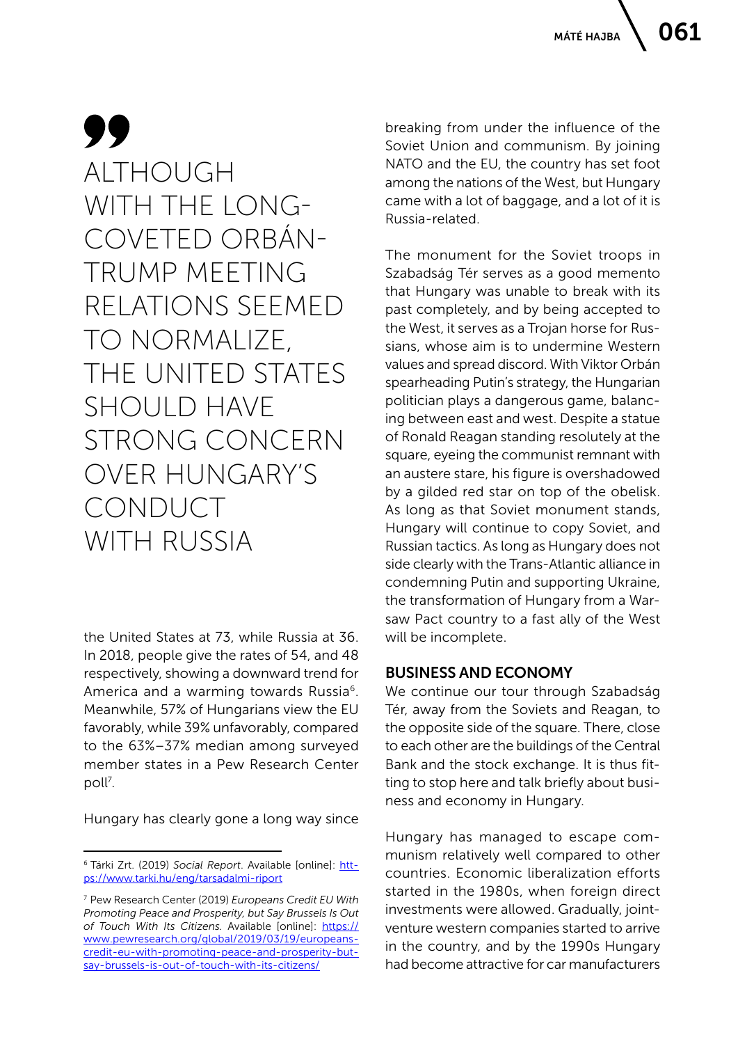> ALTHOUGH WITH THE LONG-COVETED ORBÁN-TRUMP MEETING RELATIONS SEEMED TO NORMALIZE, THE UNITED STATES SHOULD HAVE STRONG CONCERN OVER HUNGARY'S CONDUCT WITH RUSSIA

the United States at 73, while Russia at 36. In 2018, people give the rates of 54, and 48 respectively, showing a downward trend for America and a warming towards Russia[6]. Meanwhile, 57% of Hungarians view the EU favorably, while 39% unfavorably, compared to the 63%–37% median among surveyed member states in a Pew Research Center poll[7].

Hungary has clearly gone a long way since breaking from under the influence of the Soviet Union and communism. By joining NATO and the EU, the country has set foot among the nations of the West, but Hungary came with a lot of baggage, and a lot of it is Russia-related.

The monument for the Soviet troops in Szabadság Tér serves as a good memento that Hungary was unable to break with its past completely, and by being accepted to the West, it serves as a Trojan horse for Russians, whose aim is to undermine Western values and spread discord. With Viktor Orbán spearheading Putin's strategy, the Hungarian politician plays a dangerous game, balancing between east and west. Despite a statue of Ronald Reagan standing resolutely at the square, eyeing the communist remnant with an austere stare, his figure is overshadowed by a gilded red star on top of the obelisk. As long as that Soviet monument stands, Hungary will continue to copy Soviet, and Russian tactics. As long as Hungary does not side clearly with the Trans-Atlantic alliance in condemning Putin and supporting Ukraine, the transformation of Hungary from a Warsaw Pact country to a fast ally of the West will be incomplete.

## BUSINESS AND ECONOMY

We continue our tour through Szabadság Tér, away from the Soviets and Reagan, to the opposite side of the square. There, close to each other are the buildings of the Central Bank and the stock exchange. It is thus fitting to stop here and talk briefly about business and economy in Hungary.

Hungary has managed to escape communism relatively well compared to other countries. Economic liberalization efforts started in the 1980s, when foreign direct investments were allowed. Gradually, joint-venture western companies started to arrive in the country, and by the 1990s Hungary had become attractive for car manufacturers

---

[6] Tárki Zrt. (2019) *Social Report*. Available [online]: https://www.tarki.hu/eng/tarsadalmi-riport

[7] Pew Research Center (2019) *Europeans Credit EU With Promoting Peace and Prosperity, but Say Brussels Is Out of Touch With Its Citizens.* Available [online]: https://www.pewresearch.org/global/2019/03/19/europeans-credit-eu-with-promoting-peace-and-prosperity-but-say-brussels-is-out-of-touch-with-its-citizens/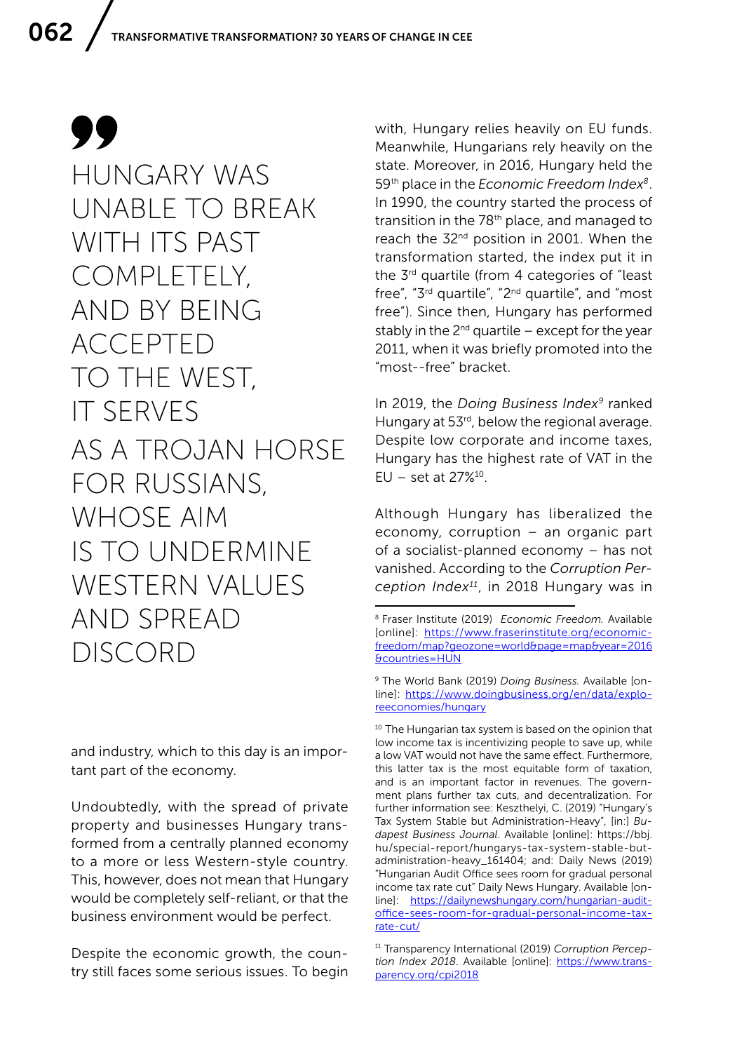> HUNGARY WAS UNABLE TO BREAK WITH ITS PAST COMPLETELY, AND BY BEING ACCEPTED TO THE WEST, IT SERVES AS A TROJAN HORSE FOR RUSSIANS, WHOSE AIM IS TO UNDERMINE WESTERN VALUES AND SPREAD DISCORD

and industry, which to this day is an important part of the economy.

Undoubtedly, with the spread of private property and businesses Hungary transformed from a centrally planned economy to a more or less Western-style country. This, however, does not mean that Hungary would be completely self-reliant, or that the business environment would be perfect.

Despite the economic growth, the country still faces some serious issues. To begin with, Hungary relies heavily on EU funds. Meanwhile, Hungarians rely heavily on the state. Moreover, in 2016, Hungary held the 59th place in the *Economic Freedom Index*[8]. In 1990, the country started the process of transition in the 78th place, and managed to reach the 32nd position in 2001. When the transformation started, the index put it in the 3rd quartile (from 4 categories of "least free", "3rd quartile", "2nd quartile", and "most free"). Since then, Hungary has performed stably in the 2nd quartile – except for the year 2011, when it was briefly promoted into the "most--free" bracket.

In 2019, the *Doing Business Index*[9] ranked Hungary at 53rd, below the regional average. Despite low corporate and income taxes, Hungary has the highest rate of VAT in the EU – set at 27%[10].

Although Hungary has liberalized the economy, corruption – an organic part of a socialist-planned economy – has not vanished. According to the *Corruption Perception Index*[11], in 2018 Hungary was in

---

[8] Fraser Institute (2019) *Economic Freedom*. Available [online]: https://www.fraserinstitute.org/economic-freedom/map?geozone=world&page=map&year=2016&countries=HUN

[9] The World Bank (2019) *Doing Business*. Available [online]: https://www.doingbusiness.org/en/data/exploreeconomies/hungary

[10] The Hungarian tax system is based on the opinion that low income tax is incentivizing people to save up, while a low VAT would not have the same effect. Furthermore, this latter tax is the most equitable form of taxation, and is an important factor in revenues. The government plans further tax cuts, and decentralization. For further information see: Keszthelyi, C. (2019) "Hungary's Tax System Stable but Administration-Heavy", [in:] *Budapest Business Journal*. Available [online]: https://bbj.hu/special-report/hungarys-tax-system-stable-but-administration-heavy_161404; and: Daily News (2019) "Hungarian Audit Office sees room for gradual personal income tax rate cut" Daily News Hungary. Available [online]: https://dailynewshungary.com/hungarian-audit-office-sees-room-for-gradual-personal-income-tax-rate-cut/

[11] Transparency International (2019) *Corruption Perception Index 2018*. Available [online]: https://www.transparency.org/cpi2018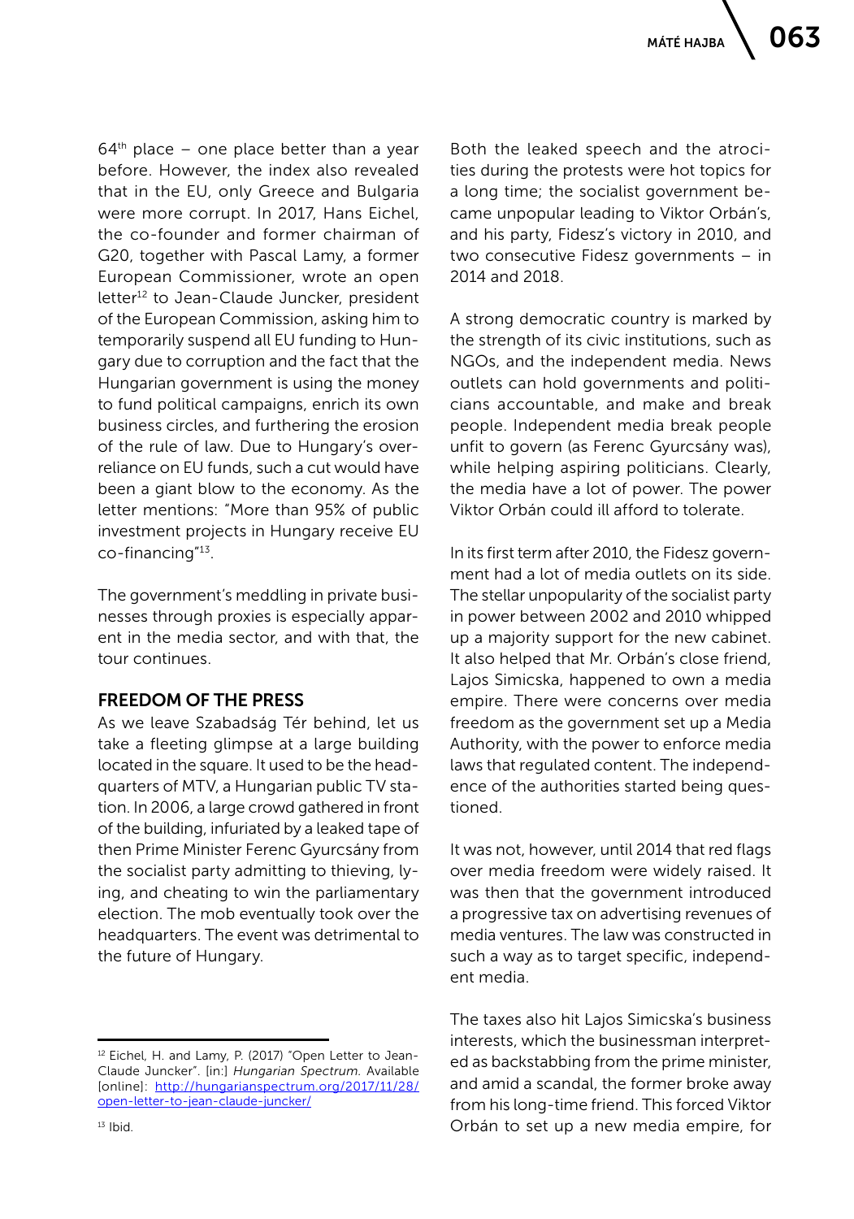64th place – one place better than a year before. However, the index also revealed that in the EU, only Greece and Bulgaria were more corrupt. In 2017, Hans Eichel, the co-founder and former chairman of G20, together with Pascal Lamy, a former European Commissioner, wrote an open letter[12] to Jean-Claude Juncker, president of the European Commission, asking him to temporarily suspend all EU funding to Hungary due to corruption and the fact that the Hungarian government is using the money to fund political campaigns, enrich its own business circles, and furthering the erosion of the rule of law. Due to Hungary's overreliance on EU funds, such a cut would have been a giant blow to the economy. As the letter mentions: "More than 95% of public investment projects in Hungary receive EU co-financing"[13].

The government's meddling in private businesses through proxies is especially apparent in the media sector, and with that, the tour continues.

## FREEDOM OF THE PRESS

As we leave Szabadság Tér behind, let us take a fleeting glimpse at a large building located in the square. It used to be the headquarters of MTV, a Hungarian public TV station. In 2006, a large crowd gathered in front of the building, infuriated by a leaked tape of then Prime Minister Ferenc Gyurcsány from the socialist party admitting to thieving, lying, and cheating to win the parliamentary election. The mob eventually took over the headquarters. The event was detrimental to the future of Hungary.

Both the leaked speech and the atrocities during the protests were hot topics for a long time; the socialist government became unpopular leading to Viktor Orbán's, and his party, Fidesz's victory in 2010, and two consecutive Fidesz governments – in 2014 and 2018.

A strong democratic country is marked by the strength of its civic institutions, such as NGOs, and the independent media. News outlets can hold governments and politicians accountable, and make and break people. Independent media break people unfit to govern (as Ferenc Gyurcsány was), while helping aspiring politicians. Clearly, the media have a lot of power. The power Viktor Orbán could ill afford to tolerate.

In its first term after 2010, the Fidesz government had a lot of media outlets on its side. The stellar unpopularity of the socialist party in power between 2002 and 2010 whipped up a majority support for the new cabinet. It also helped that Mr. Orbán's close friend, Lajos Simicska, happened to own a media empire. There were concerns over media freedom as the government set up a Media Authority, with the power to enforce media laws that regulated content. The independence of the authorities started being questioned.

It was not, however, until 2014 that red flags over media freedom were widely raised. It was then that the government introduced a progressive tax on advertising revenues of media ventures. The law was constructed in such a way as to target specific, independent media.

The taxes also hit Lajos Simicska's business interests, which the businessman interpreted as backstabbing from the prime minister, and amid a scandal, the former broke away from his long-time friend. This forced Viktor Orbán to set up a new media empire, for

---

[12] Eichel, H. and Lamy, P. (2017) "Open Letter to Jean-Claude Juncker". [in:] *Hungarian Spectrum*. Available [online]: http://hungarianspectrum.org/2017/11/28/open-letter-to-jean-claude-juncker/

[13] Ibid.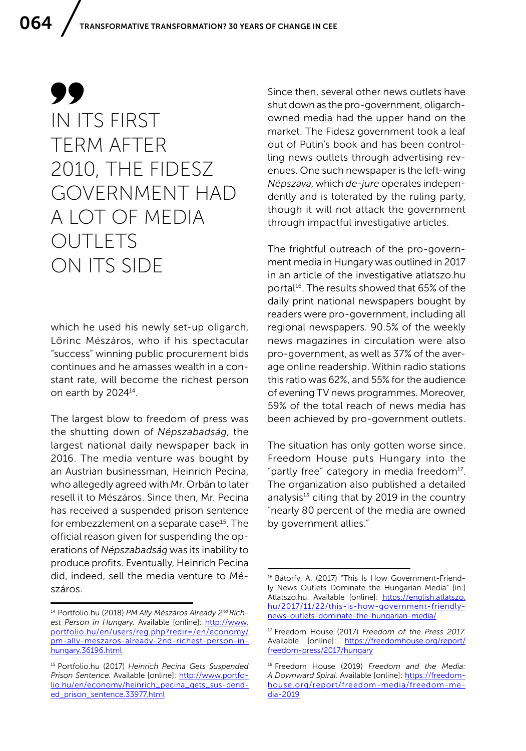> IN ITS FIRST TERM AFTER 2010, THE FIDESZ GOVERNMENT HAD A LOT OF MEDIA OUTLETS ON ITS SIDE

which he used his newly set-up oligarch, Lőrinc Mészáros, who if his spectacular "success" winning public procurement bids continues and he amasses wealth in a constant rate, will become the richest person on earth by 2024[14].

The largest blow to freedom of press was the shutting down of *Népszabadság*, the largest national daily newspaper back in 2016. The media venture was bought by an Austrian businessman, Heinrich Pecina, who allegedly agreed with Mr. Orbán to later resell it to Mészáros. Since then, Mr. Pecina has received a suspended prison sentence for embezzlement on a separate case[15]. The official reason given for suspending the operations of *Népszabadság* was its inability to produce profits. Eventually, Heinrich Pecina did, indeed, sell the media venture to Mészáros.

Since then, several other news outlets have shut down as the pro-government, oligarch-owned media had the upper hand on the market. The Fidesz government took a leaf out of Putin's book and has been controlling news outlets through advertising revenues. One such newspaper is the left-wing *Népszava*, which *de-jure* operates independently and is tolerated by the ruling party, though it will not attack the government through impactful investigative articles.

The frightful outreach of the pro-government media in Hungary was outlined in 2017 in an article of the investigative atlatszo.hu portal[16]. The results showed that 65% of the daily print national newspapers bought by readers were pro-government, including all regional newspapers. 90.5% of the weekly news magazines in circulation were also pro-government, as well as 37% of the average online readership. Within radio stations this ratio was 62%, and 55% for the audience of evening TV news programmes. Moreover, 59% of the total reach of news media has been achieved by pro-government outlets.

The situation has only gotten worse since. Freedom House puts Hungary into the "partly free" category in media freedom[17]. The organization also published a detailed analysis[18] citing that by 2019 in the country "nearly 80 percent of the media are owned by government allies."

---

[14] Portfolio.hu (2018) *PM Ally Mészáros Already 2nd Richest Person in Hungary.* Available [online]: http://www.portfolio.hu/en/users/reg.php?redir=/en/economy/pm-ally-meszaros-already-2nd-richest-person-in-hungary.36196.html

[15] Portfolio.hu (2017) *Heinrich Pecina Gets Suspended Prison Sentence.* Available [online]: http://www.portfolio.hu/en/economy/heinrich_pecina_gets_suspended_prison_sentence.33977.html

[16] Bátorfy, A. (2017) "This Is How Government-Friendly News Outlets Dominate the Hungarian Media" [in:] Atlatszo.hu. Available [online]: https://english.atlatszo.hu/2017/11/22/this-is-how-government-friendly-news-outlets-dominate-the-hungarian-media/

[17] Freedom House (2017) *Freedom of the Press 2017.* Available [online]: https://freedomhouse.org/report/freedom-press/2017/hungary

[18] Freedom House (2019) *Freedom and the Media: A Downward Spiral.* Available [online]: https://freedomhouse.org/report/freedom-media/freedom-media-2019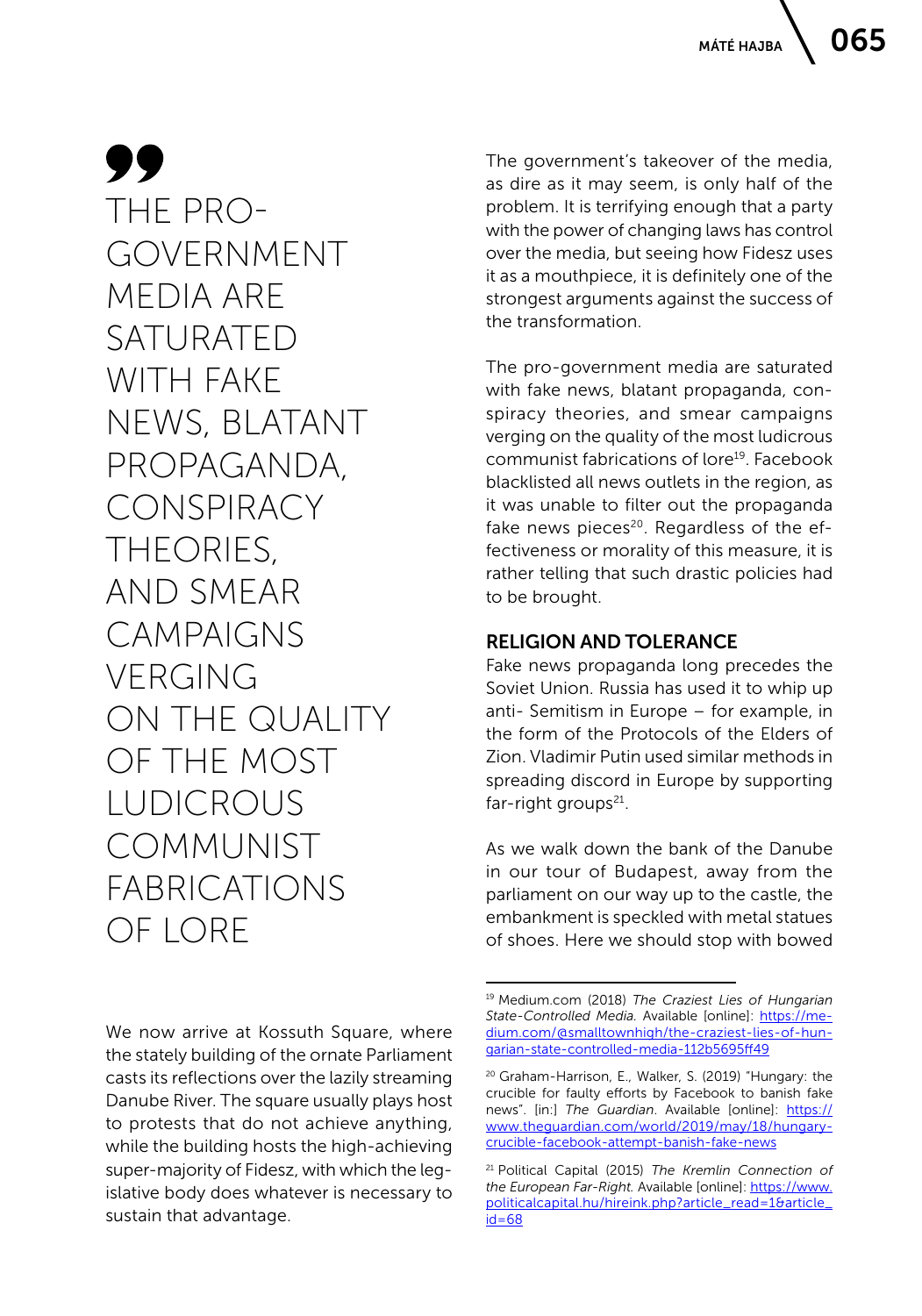> THE PRO-GOVERNMENT MEDIA ARE SATURATED WITH FAKE NEWS, BLATANT PROPAGANDA, CONSPIRACY THEORIES, AND SMEAR CAMPAIGNS VERGING ON THE QUALITY OF THE MOST LUDICROUS COMMUNIST FABRICATIONS OF LORE

We now arrive at Kossuth Square, where the stately building of the ornate Parliament casts its reflections over the lazily streaming Danube River. The square usually plays host to protests that do not achieve anything, while the building hosts the high-achieving super-majority of Fidesz, with which the legislative body does whatever is necessary to sustain that advantage.

The government's takeover of the media, as dire as it may seem, is only half of the problem. It is terrifying enough that a party with the power of changing laws has control over the media, but seeing how Fidesz uses it as a mouthpiece, it is definitely one of the strongest arguments against the success of the transformation.

The pro-government media are saturated with fake news, blatant propaganda, conspiracy theories, and smear campaigns verging on the quality of the most ludicrous communist fabrications of lore[19]. Facebook blacklisted all news outlets in the region, as it was unable to filter out the propaganda fake news pieces[20]. Regardless of the effectiveness or morality of this measure, it is rather telling that such drastic policies had to be brought.

## RELIGION AND TOLERANCE

Fake news propaganda long precedes the Soviet Union. Russia has used it to whip up anti- Semitism in Europe – for example, in the form of the Protocols of the Elders of Zion. Vladimir Putin used similar methods in spreading discord in Europe by supporting far-right groups[21].

As we walk down the bank of the Danube in our tour of Budapest, away from the parliament on our way up to the castle, the embankment is speckled with metal statues of shoes. Here we should stop with bowed

---

[19] Medium.com (2018) *The Craziest Lies of Hungarian State-Controlled Media.* Available [online]: https://medium.com/@smalltownhigh/the-craziest-lies-of-hungarian-state-controlled-media-112b5695ff49

[20] Graham-Harrison, E., Walker, S. (2019) "Hungary: the crucible for faulty efforts by Facebook to banish fake news". [in:] *The Guardian*. Available [online]: https://www.theguardian.com/world/2019/may/18/hungary-crucible-facebook-attempt-banish-fake-news

[21] Political Capital (2015) *The Kremlin Connection of the European Far-Right.* Available [online]: https://www.politicalcapital.hu/hireink.php?article_read=1&article_id=68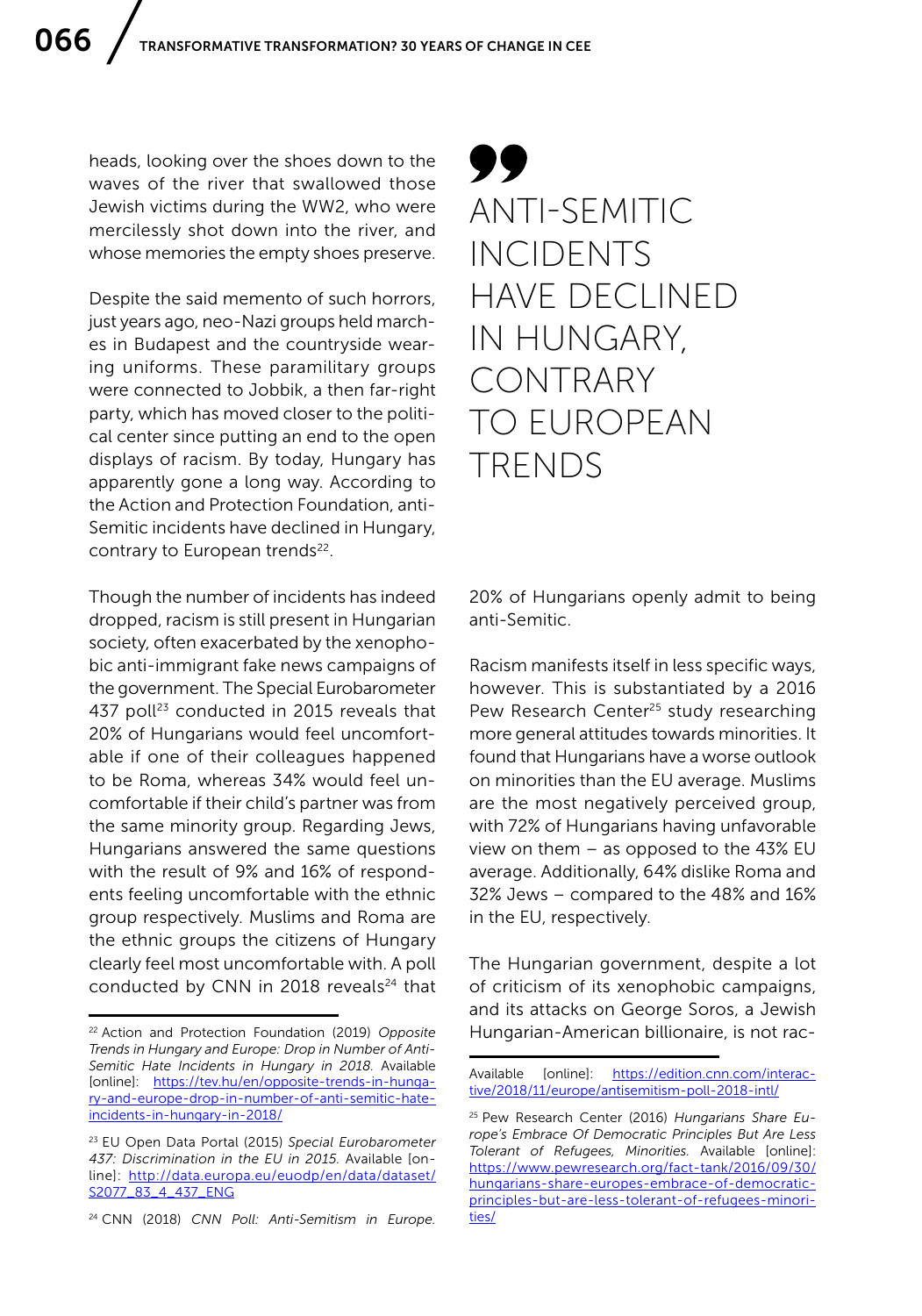heads, looking over the shoes down to the waves of the river that swallowed those Jewish victims during the WW2, who were mercilessly shot down into the river, and whose memories the empty shoes preserve.

Despite the said memento of such horrors, just years ago, neo-Nazi groups held marches in Budapest and the countryside wearing uniforms. These paramilitary groups were connected to Jobbik, a then far-right party, which has moved closer to the political center since putting an end to the open displays of racism. By today, Hungary has apparently gone a long way. According to the Action and Protection Foundation, anti-Semitic incidents have declined in Hungary, contrary to European trends[22].

> ANTI-SEMITIC INCIDENTS HAVE DECLINED IN HUNGARY, CONTRARY TO EUROPEAN TRENDS

Though the number of incidents has indeed dropped, racism is still present in Hungarian society, often exacerbated by the xenophobic anti-immigrant fake news campaigns of the government. The Special Eurobarometer 437 poll[23] conducted in 2015 reveals that 20% of Hungarians would feel uncomfortable if one of their colleagues happened to be Roma, whereas 34% would feel uncomfortable if their child's partner was from the same minority group. Regarding Jews, Hungarians answered the same questions with the result of 9% and 16% of respondents feeling uncomfortable with the ethnic group respectively. Muslims and Roma are the ethnic groups the citizens of Hungary clearly feel most uncomfortable with. A poll conducted by CNN in 2018 reveals[24] that 20% of Hungarians openly admit to being anti-Semitic.

Racism manifests itself in less specific ways, however. This is substantiated by a 2016 Pew Research Center[25] study researching more general attitudes towards minorities. It found that Hungarians have a worse outlook on minorities than the EU average. Muslims are the most negatively perceived group, with 72% of Hungarians having unfavorable view on them – as opposed to the 43% EU average. Additionally, 64% dislike Roma and 32% Jews – compared to the 48% and 16% in the EU, respectively.

The Hungarian government, despite a lot of criticism of its xenophobic campaigns, and its attacks on George Soros, a Jewish Hungarian-American billionaire, is not rac-

---

[22] Action and Protection Foundation (2019) *Opposite Trends in Hungary and Europe: Drop in Number of Anti-Semitic Hate Incidents in Hungary in 2018.* Available [online]: https://tev.hu/en/opposite-trends-in-hungary-and-europe-drop-in-number-of-anti-semitic-hate-incidents-in-hungary-in-2018/

[23] EU Open Data Portal (2015) *Special Eurobarometer 437: Discrimination in the EU in 2015.* Available [online]: http://data.europa.eu/euodp/en/data/dataset/S2077_83_4_437_ENG

[24] CNN (2018) *CNN Poll: Anti-Semitism in Europe.* Available [online]: https://edition.cnn.com/interactive/2018/11/europe/antisemitism-poll-2018-intl/

[25] Pew Research Center (2016) *Hungarians Share Europe's Embrace Of Democratic Principles But Are Less Tolerant of Refugees, Minorities.* Available [online]: https://www.pewresearch.org/fact-tank/2016/09/30/hungarians-share-europes-embrace-of-democratic-principles-but-are-less-tolerant-of-refugees-minorities/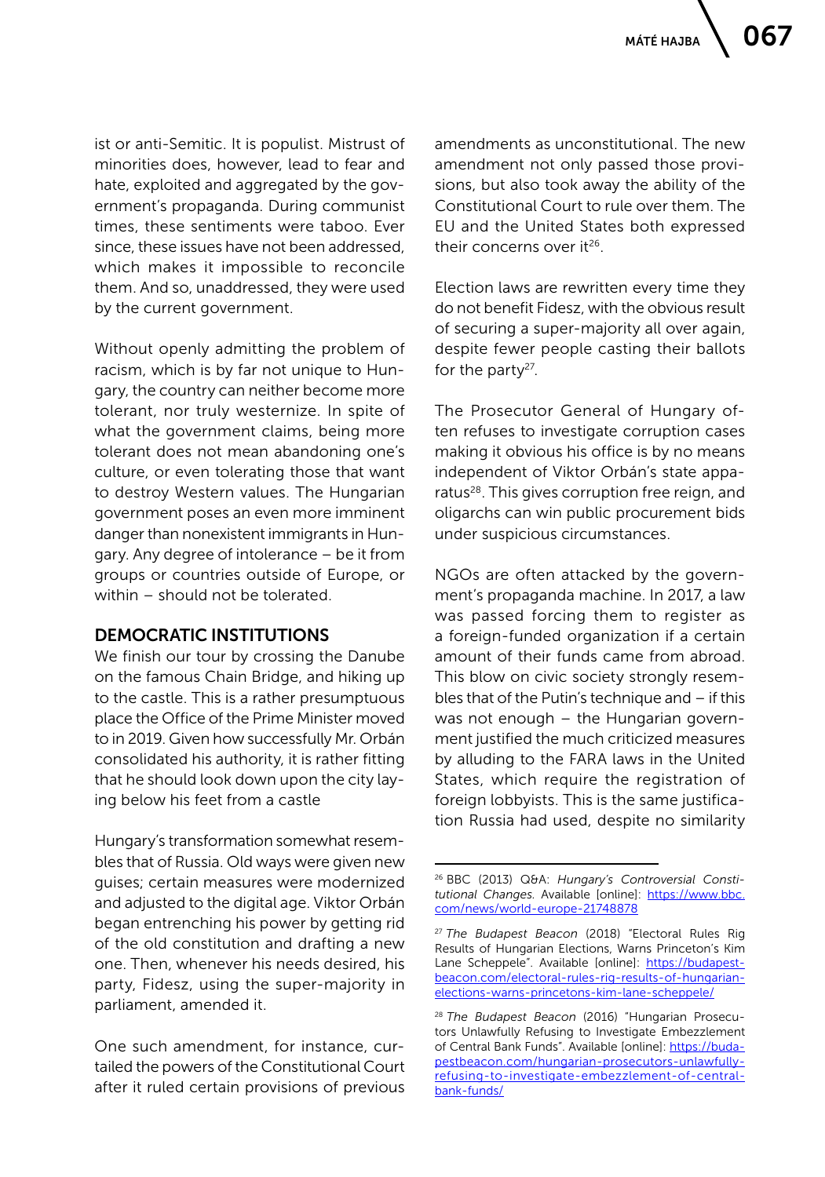ist or anti-Semitic. It is populist. Mistrust of minorities does, however, lead to fear and hate, exploited and aggregated by the government's propaganda. During communist times, these sentiments were taboo. Ever since, these issues have not been addressed, which makes it impossible to reconcile them. And so, unaddressed, they were used by the current government.

Without openly admitting the problem of racism, which is by far not unique to Hungary, the country can neither become more tolerant, nor truly westernize. In spite of what the government claims, being more tolerant does not mean abandoning one's culture, or even tolerating those that want to destroy Western values. The Hungarian government poses an even more imminent danger than nonexistent immigrants in Hungary. Any degree of intolerance – be it from groups or countries outside of Europe, or within – should not be tolerated.

## DEMOCRATIC INSTITUTIONS

We finish our tour by crossing the Danube on the famous Chain Bridge, and hiking up to the castle. This is a rather presumptuous place the Office of the Prime Minister moved to in 2019. Given how successfully Mr. Orbán consolidated his authority, it is rather fitting that he should look down upon the city laying below his feet from a castle

Hungary's transformation somewhat resembles that of Russia. Old ways were given new guises; certain measures were modernized and adjusted to the digital age. Viktor Orbán began entrenching his power by getting rid of the old constitution and drafting a new one. Then, whenever his needs desired, his party, Fidesz, using the super-majority in parliament, amended it.

One such amendment, for instance, curtailed the powers of the Constitutional Court after it ruled certain provisions of previous amendments as unconstitutional. The new amendment not only passed those provisions, but also took away the ability of the Constitutional Court to rule over them. The EU and the United States both expressed their concerns over it[26].

Election laws are rewritten every time they do not benefit Fidesz, with the obvious result of securing a super-majority all over again, despite fewer people casting their ballots for the party[27].

The Prosecutor General of Hungary often refuses to investigate corruption cases making it obvious his office is by no means independent of Viktor Orbán's state apparatus[28]. This gives corruption free reign, and oligarchs can win public procurement bids under suspicious circumstances.

NGOs are often attacked by the government's propaganda machine. In 2017, a law was passed forcing them to register as a foreign-funded organization if a certain amount of their funds came from abroad. This blow on civic society strongly resembles that of the Putin's technique and – if this was not enough – the Hungarian government justified the much criticized measures by alluding to the FARA laws in the United States, which require the registration of foreign lobbyists. This is the same justification Russia had used, despite no similarity

---

[26] BBC (2013) Q&A: *Hungary's Controversial Constitutional Changes.* Available [online]: https://www.bbc.com/news/world-europe-21748878

[27] *The Budapest Beacon* (2018) "Electoral Rules Rig Results of Hungarian Elections, Warns Princeton's Kim Lane Scheppele". Available [online]: https://budapestbeacon.com/electoral-rules-rig-results-of-hungarian-elections-warns-princetons-kim-lane-scheppele/

[28] *The Budapest Beacon* (2016) "Hungarian Prosecutors Unlawfully Refusing to Investigate Embezzlement of Central Bank Funds". Available [online]: https://budapestbeacon.com/hungarian-prosecutors-unlawfully-refusing-to-investigate-embezzlement-of-central-bank-funds/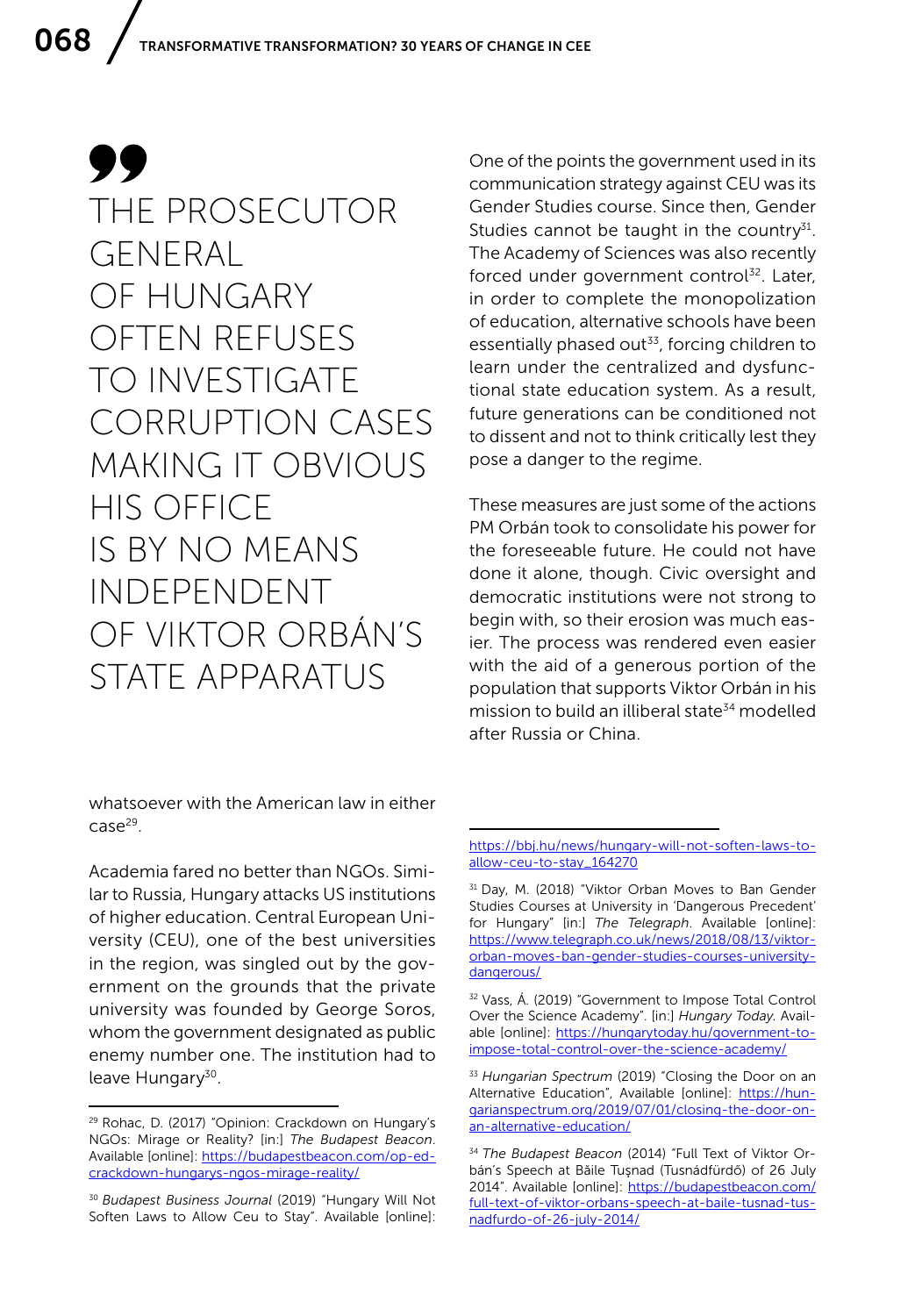> THE PROSECUTOR GENERAL OF HUNGARY OFTEN REFUSES TO INVESTIGATE CORRUPTION CASES MAKING IT OBVIOUS HIS OFFICE IS BY NO MEANS INDEPENDENT OF VIKTOR ORBÁN'S STATE APPARATUS

whatsoever with the American law in either case[29].

Academia fared no better than NGOs. Similar to Russia, Hungary attacks US institutions of higher education. Central European University (CEU), one of the best universities in the region, was singled out by the government on the grounds that the private university was founded by George Soros, whom the government designated as public enemy number one. The institution had to leave Hungary[30].

One of the points the government used in its communication strategy against CEU was its Gender Studies course. Since then, Gender Studies cannot be taught in the country[31]. The Academy of Sciences was also recently forced under government control[32]. Later, in order to complete the monopolization of education, alternative schools have been essentially phased out[33], forcing children to learn under the centralized and dysfunctional state education system. As a result, future generations can be conditioned not to dissent and not to think critically lest they pose a danger to the regime.

These measures are just some of the actions PM Orbán took to consolidate his power for the foreseeable future. He could not have done it alone, though. Civic oversight and democratic institutions were not strong to begin with, so their erosion was much easier. The process was rendered even easier with the aid of a generous portion of the population that supports Viktor Orbán in his mission to build an illiberal state[34] modelled after Russia or China.

---

[29] Rohac, D. (2017) "Opinion: Crackdown on Hungary's NGOs: Mirage or Reality? [in:] *The Budapest Beacon*. Available [online]: https://budapestbeacon.com/op-ed-crackdown-hungarys-ngos-mirage-reality/

[30] *Budapest Business Journal* (2019) "Hungary Will Not Soften Laws to Allow Ceu to Stay". Available [online]: https://bbj.hu/news/hungary-will-not-soften-laws-to-allow-ceu-to-stay_164270

[31] Day, M. (2018) "Viktor Orban Moves to Ban Gender Studies Courses at University in 'Dangerous Precedent' for Hungary" [in:] *The Telegraph*. Available [online]: https://www.telegraph.co.uk/news/2018/08/13/viktor-orban-moves-ban-gender-studies-courses-university-dangerous/

[32] Vass, Á. (2019) "Government to Impose Total Control Over the Science Academy". [in:] *Hungary Today*. Available [online]: https://hungarytoday.hu/government-to-impose-total-control-over-the-science-academy/

[33] *Hungarian Spectrum* (2019) "Closing the Door on an Alternative Education", Available [online]: https://hungarianspectrum.org/2019/07/01/closing-the-door-on-an-alternative-education/

[34] *The Budapest Beacon* (2014) "Full Text of Viktor Orbán's Speech at Băile Tuşnad (Tusnádfürdő) of 26 July 2014". Available [online]: https://budapestbeacon.com/full-text-of-viktor-orbans-speech-at-baile-tusnad-tusnadfurdo-of-26-july-2014/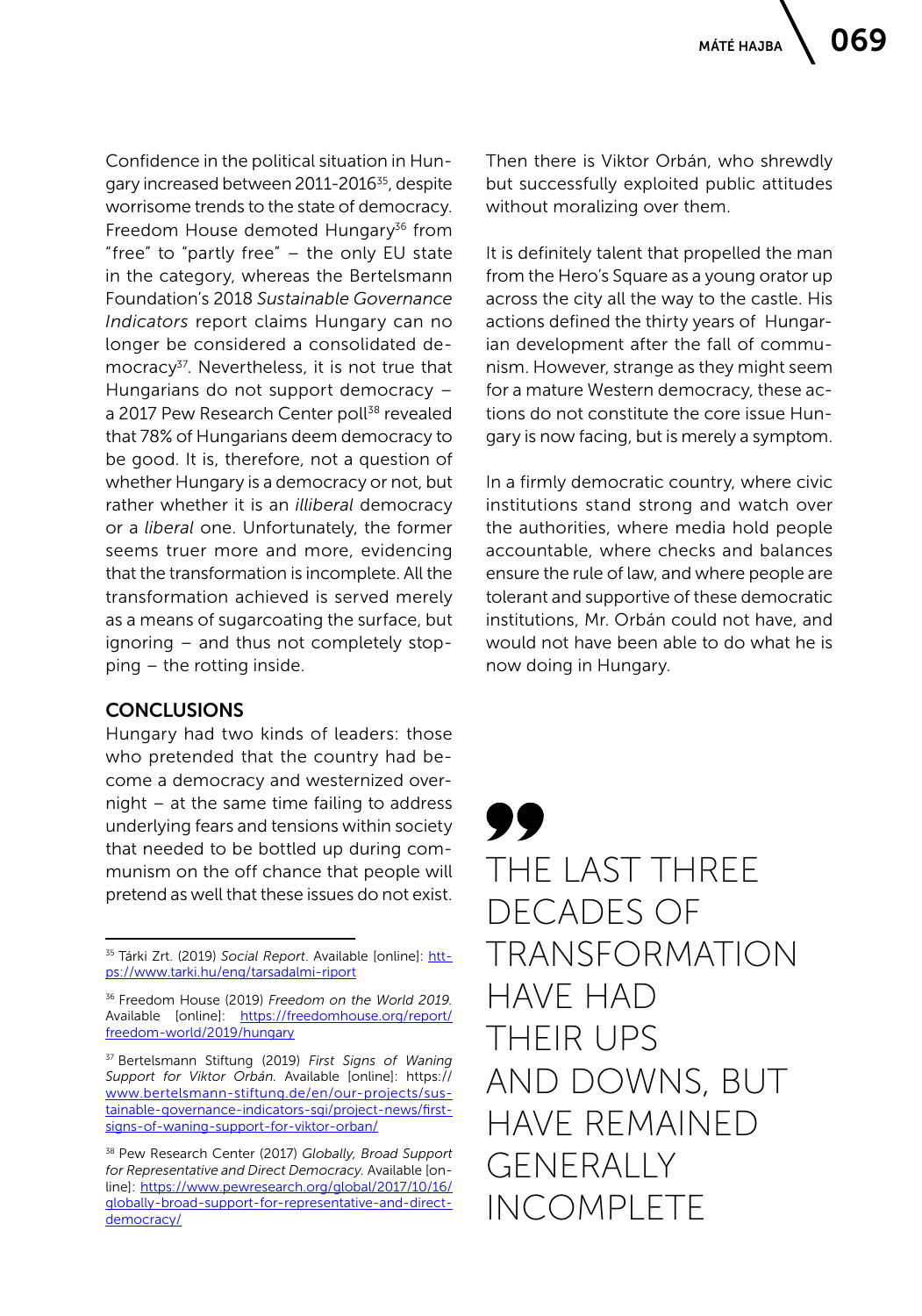Confidence in the political situation in Hungary increased between 2011-2016[35], despite worrisome trends to the state of democracy. Freedom House demoted Hungary[36] from "free" to "partly free" – the only EU state in the category, whereas the Bertelsmann Foundation's 2018 *Sustainable Governance Indicators* report claims Hungary can no longer be considered a consolidated democracy[37]. Nevertheless, it is not true that Hungarians do not support democracy – a 2017 Pew Research Center poll[38] revealed that 78% of Hungarians deem democracy to be good. It is, therefore, not a question of whether Hungary is a democracy or not, but rather whether it is an *illiberal* democracy or a *liberal* one. Unfortunately, the former seems truer more and more, evidencing that the transformation is incomplete. All the transformation achieved is served merely as a means of sugarcoating the surface, but ignoring – and thus not completely stopping – the rotting inside.

## CONCLUSIONS

Hungary had two kinds of leaders: those who pretended that the country had become a democracy and westernized overnight – at the same time failing to address underlying fears and tensions within society that needed to be bottled up during communism on the off chance that people will pretend as well that these issues do not exist. Then there is Viktor Orbán, who shrewdly but successfully exploited public attitudes without moralizing over them.

It is definitely talent that propelled the man from the Hero's Square as a young orator up across the city all the way to the castle. His actions defined the thirty years of Hungarian development after the fall of communism. However, strange as they might seem for a mature Western democracy, these actions do not constitute the core issue Hungary is now facing, but is merely a symptom.

In a firmly democratic country, where civic institutions stand strong and watch over the authorities, where media hold people accountable, where checks and balances ensure the rule of law, and where people are tolerant and supportive of these democratic institutions, Mr. Orbán could not have, and would not have been able to do what he is now doing in Hungary.

> THE LAST THREE DECADES OF TRANSFORMATION HAVE HAD THEIR UPS AND DOWNS, BUT HAVE REMAINED GENERALLY INCOMPLETE

---

[35] Tárki Zrt. (2019) *Social Report*. Available [online]: https://www.tarki.hu/eng/tarsadalmi-riport

[36] Freedom House (2019) *Freedom on the World 2019*. Available [online]: https://freedomhouse.org/report/freedom-world/2019/hungary

[37] Bertelsmann Stiftung (2019) *First Signs of Waning Support for Viktor Orbán*. Available [online]: https://www.bertelsmann-stiftung.de/en/our-projects/sustainable-governance-indicators-sgi/project-news/first-signs-of-waning-support-for-viktor-orban/

[38] Pew Research Center (2017) *Globally, Broad Support for Representative and Direct Democracy*. Available [online]: https://www.pewresearch.org/global/2017/10/16/globally-broad-support-for-representative-and-direct-democracy/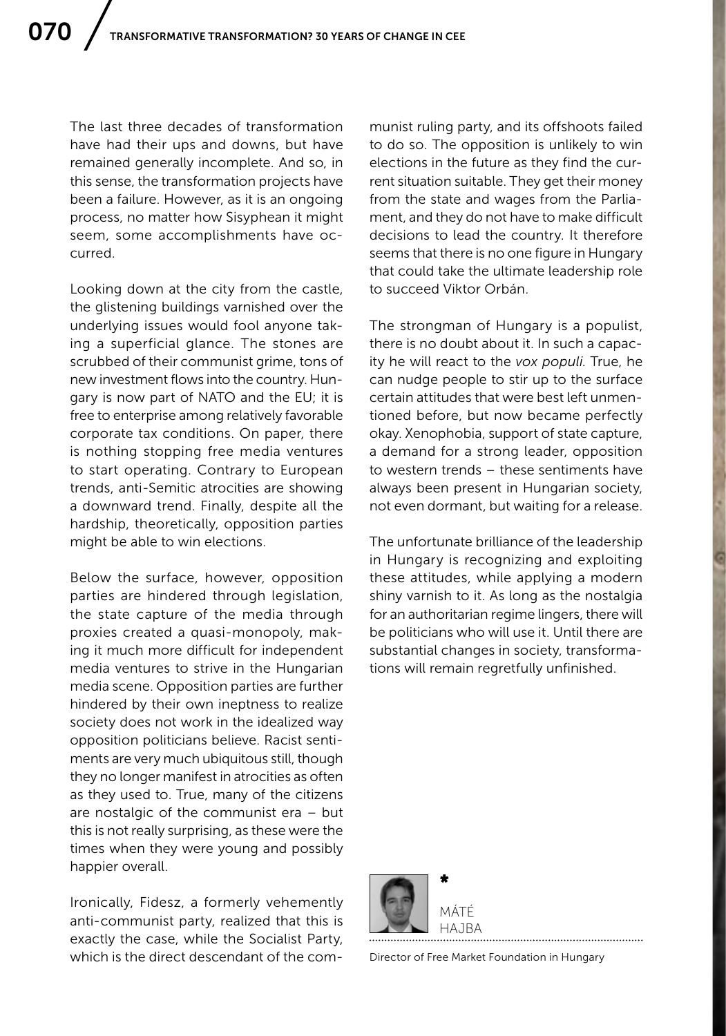The last three decades of transformation have had their ups and downs, but have remained generally incomplete. And so, in this sense, the transformation projects have been a failure. However, as it is an ongoing process, no matter how Sisyphean it might seem, some accomplishments have occurred.

Looking down at the city from the castle, the glistening buildings varnished over the underlying issues would fool anyone taking a superficial glance. The stones are scrubbed of their communist grime, tons of new investment flows into the country. Hungary is now part of NATO and the EU; it is free to enterprise among relatively favorable corporate tax conditions. On paper, there is nothing stopping free media ventures to start operating. Contrary to European trends, anti-Semitic atrocities are showing a downward trend. Finally, despite all the hardship, theoretically, opposition parties might be able to win elections.

Below the surface, however, opposition parties are hindered through legislation, the state capture of the media through proxies created a quasi-monopoly, making it much more difficult for independent media ventures to strive in the Hungarian media scene. Opposition parties are further hindered by their own ineptness to realize society does not work in the idealized way opposition politicians believe. Racist sentiments are very much ubiquitous still, though they no longer manifest in atrocities as often as they used to. True, many of the citizens are nostalgic of the communist era – but this is not really surprising, as these were the times when they were young and possibly happier overall.

Ironically, Fidesz, a formerly vehemently anti-communist party, realized that this is exactly the case, while the Socialist Party, which is the direct descendant of the communist ruling party, and its offshoots failed to do so. The opposition is unlikely to win elections in the future as they find the current situation suitable. They get their money from the state and wages from the Parliament, and they do not have to make difficult decisions to lead the country. It therefore seems that there is no one figure in Hungary that could take the ultimate leadership role to succeed Viktor Orbán.

The strongman of Hungary is a populist, there is no doubt about it. In such a capacity he will react to the *vox populi*. True, he can nudge people to stir up to the surface certain attitudes that were best left unmentioned before, but now became perfectly okay. Xenophobia, support of state capture, a demand for a strong leader, opposition to western trends – these sentiments have always been present in Hungarian society, not even dormant, but waiting for a release.

The unfortunate brilliance of the leadership in Hungary is recognizing and exploiting these attitudes, while applying a modern shiny varnish to it. As long as the nostalgia for an authoritarian regime lingers, there will be politicians who will use it. Until there are substantial changes in society, transformations will remain regretfully unfinished.

*

MÁTÉ HAJBA

Director of Free Market Foundation in Hungary